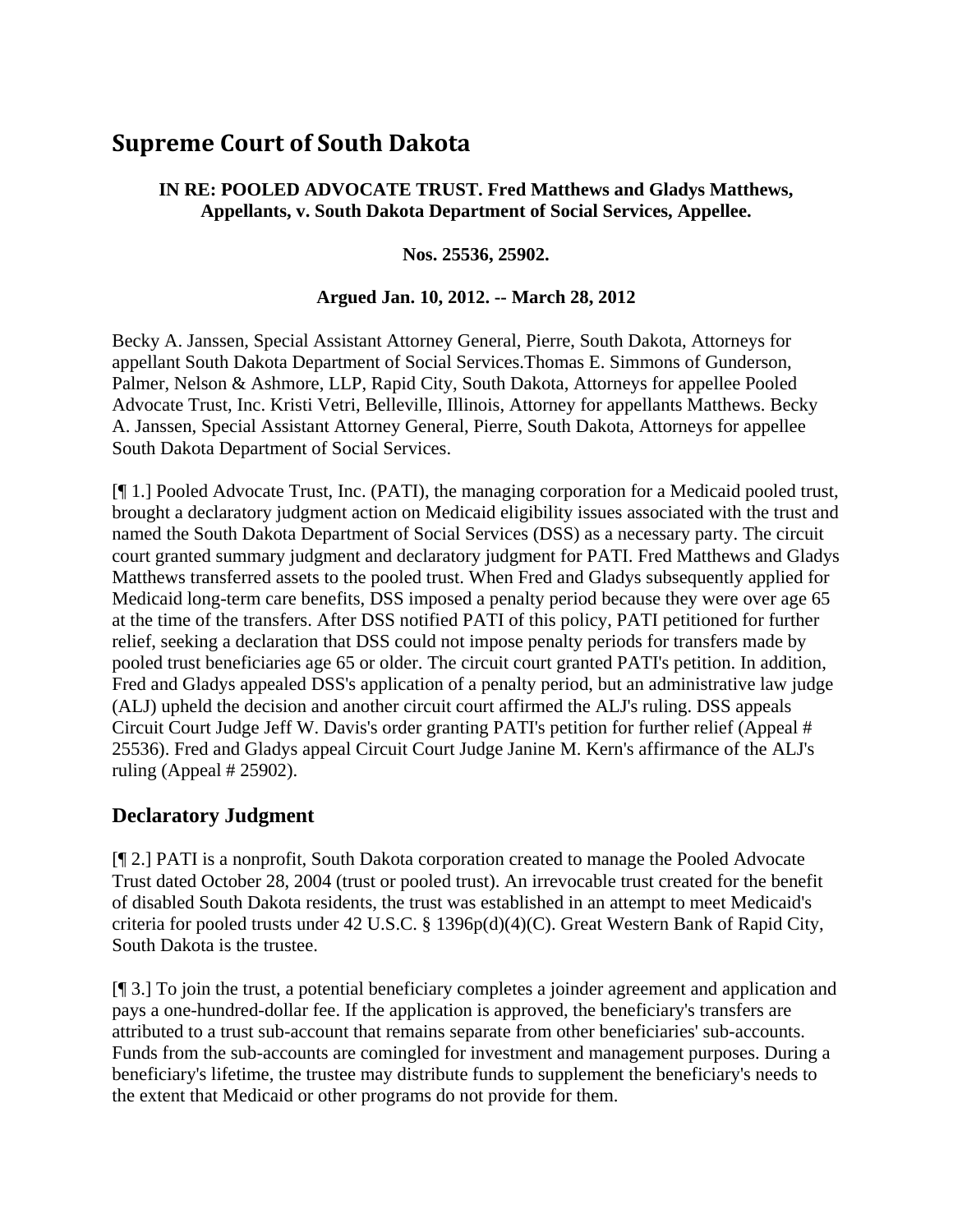# Supreme Court of South Dakota

**IN RE: POOLED ADVOCATE TRUST. Fred Matthews and Gladys Matthews, Appellants, v. South Dakota Department of Social Services, Appellee.**

**Nos. 25536, 25902.**

**Argued Jan. 10, 2012. -- March 28, 2012**

Becky A. Janssen, Special Assistant Attorney General, Pierre, South Dakota, Attorneys for appellant South Dakota Department of Social Services.Thomas E. Simmons of Gunderson, Palmer, Nelson & Ashmore, LLP, Rapid City, South Dakota, Attorneys for appellee Pooled Advocate Trust, Inc. Kristi Vetri, Belleville, Illinois, Attorney for appellants Matthews. Becky A. Janssen, Special Assistant Attorney General, Pierre, South Dakota, Attorneys for appellee South Dakota Department of Social Services.

[¶ 1.] Pooled Advocate Trust, Inc. (PATI), the managing corporation for a Medicaid pooled trust, brought a declaratory judgment action on Medicaid eligibility issues associated with the trust and named the South Dakota Department of Social Services (DSS) as a necessary party. The circuit court granted summary judgment and declaratory judgment for PATI. Fred Matthews and Gladys Matthews transferred assets to the pooled trust. When Fred and Gladys subsequently applied for Medicaid long-term care benefits, DSS imposed a penalty period because they were over age 65 at the time of the transfers. After DSS notified PATI of this policy, PATI petitioned for further relief, seeking a declaration that DSS could not impose penalty periods for transfers made by pooled trust beneficiaries age 65 or older. The circuit court granted PATI's petition. In addition, Fred and Gladys appealed DSS's application of a penalty period, but an administrative law judge (ALJ) upheld the decision and another circuit court affirmed the ALJ's ruling. DSS appeals Circuit Court Judge Jeff W. Davis's order granting PATI's petition for further relief (Appeal # 25536). Fred and Gladys appeal Circuit Court Judge Janine M. Kern's affirmance of the ALJ's ruling (Appeal # 25902).

## Declaratory Judgment

[¶ 2.] PATI is a nonprofit, South Dakota corporation created to manage the Pooled Advocate Trust dated October 28, 2004 (trust or pooled trust). An irrevocable trust created for the benefit of disabled South Dakota residents, the trust was established in an attempt to meet Medicaid's criteria for pooled trusts under 42 U.S.C. § 1396p(d)(4)(C). Great Western Bank of Rapid City, South Dakota is the trustee.

[¶ 3.] To join the trust, a potential beneficiary completes a joinder agreement and application and pays a one-hundred-dollar fee. If the application is approved, the beneficiary's transfers are attributed to a trust sub-account that remains separate from other beneficiaries' sub-accounts. Funds from the sub-accounts are comingled for investment and management purposes. During a beneficiary's lifetime, the trustee may distribute funds to supplement the beneficiary's needs to the extent that Medicaid or other programs do not provide for them.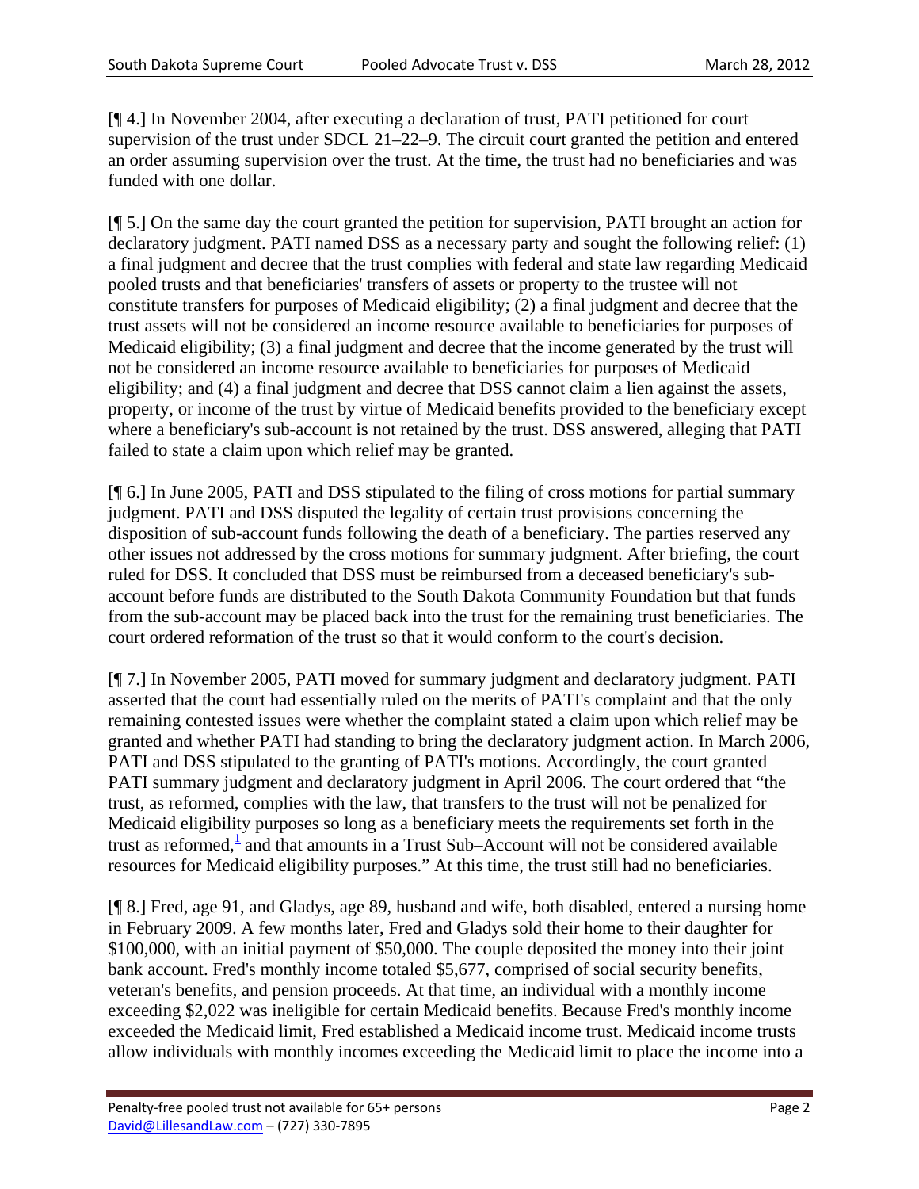[¶ 4.] In November 2004, after executing a declaration of trust, PATI petitioned for court supervision of the trust under SDCL 21–22–9. The circuit court granted the petition and entered an order assuming supervision over the trust. At the time, the trust had no beneficiaries and was funded with one dollar.

[¶ 5.] On the same day the court granted the petition for supervision, PATI brought an action for declaratory judgment. PATI named DSS as a necessary party and sought the following relief: (1) a final judgment and decree that the trust complies with federal and state law regarding Medicaid pooled trusts and that beneficiaries' transfers of assets or property to the trustee will not constitute transfers for purposes of Medicaid eligibility; (2) a final judgment and decree that the trust assets will not be considered an income resource available to beneficiaries for purposes of Medicaid eligibility; (3) a final judgment and decree that the income generated by the trust will not be considered an income resource available to beneficiaries for purposes of Medicaid eligibility; and (4) a final judgment and decree that DSS cannot claim a lien against the assets, property, or income of the trust by virtue of Medicaid benefits provided to the beneficiary except where a beneficiary's sub-account is not retained by the trust. DSS answered, alleging that PATI failed to state a claim upon which relief may be granted.

[¶ 6.] In June 2005, PATI and DSS stipulated to the filing of cross motions for partial summary judgment. PATI and DSS disputed the legality of certain trust provisions concerning the disposition of sub-account funds following the death of a beneficiary. The parties reserved any other issues not addressed by the cross motions for summary judgment. After briefing, the court ruled for DSS. It concluded that DSS must be reimbursed from a deceased beneficiary's sub-account before funds are distributed to the South Dakota Community Foundation but that funds from the sub-account may be placed back into the trust for the remaining trust beneficiaries. The court ordered reformation of the trust so that it would conform to the court's decision.

[¶ 7.] In November 2005, PATI moved for summary judgment and declaratory judgment. PATI asserted that the court had essentially ruled on the merits of PATI's complaint and that the only remaining contested issues were whether the complaint stated a claim upon which relief may be granted and whether PATI had standing to bring the declaratory judgment action. In March 2006, PATI and DSS stipulated to the granting of PATI's motions. Accordingly, the court granted PATI summary judgment and declaratory judgment in April 2006. The court ordered that "the trust, as reformed, complies with the law, that transfers to the trust will not be penalized for Medicaid eligibility purposes so long as a beneficiary meets the requirements set forth in the trust as reformed,[1] and that amounts in a Trust Sub–Account will not be considered available resources for Medicaid eligibility purposes." At this time, the trust still had no beneficiaries.

[¶ 8.] Fred, age 91, and Gladys, age 89, husband and wife, both disabled, entered a nursing home in February 2009. A few months later, Fred and Gladys sold their home to their daughter for $100,000, with an initial payment of $50,000. The couple deposited the money into their joint bank account. Fred's monthly income totaled $5,677, comprised of social security benefits, veteran's benefits, and pension proceeds. At that time, an individual with a monthly income exceeding $2,022 was ineligible for certain Medicaid benefits. Because Fred's monthly income exceeded the Medicaid limit, Fred established a Medicaid income trust. Medicaid income trusts allow individuals with monthly incomes exceeding the Medicaid limit to place the income into a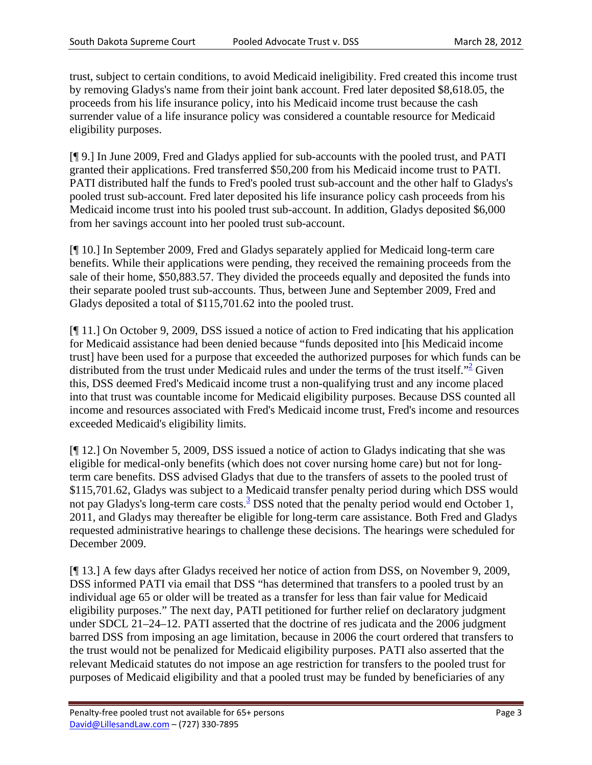trust, subject to certain conditions, to avoid Medicaid ineligibility. Fred created this income trust by removing Gladys's name from their joint bank account. Fred later deposited $8,618.05, the proceeds from his life insurance policy, into his Medicaid income trust because the cash surrender value of a life insurance policy was considered a countable resource for Medicaid eligibility purposes.

[¶ 9.] In June 2009, Fred and Gladys applied for sub-accounts with the pooled trust, and PATI granted their applications. Fred transferred $50,200 from his Medicaid income trust to PATI. PATI distributed half the funds to Fred's pooled trust sub-account and the other half to Gladys's pooled trust sub-account. Fred later deposited his life insurance policy cash proceeds from his Medicaid income trust into his pooled trust sub-account. In addition, Gladys deposited $6,000 from her savings account into her pooled trust sub-account.

[¶ 10.] In September 2009, Fred and Gladys separately applied for Medicaid long-term care benefits. While their applications were pending, they received the remaining proceeds from the sale of their home, $50,883.57. They divided the proceeds equally and deposited the funds into their separate pooled trust sub-accounts. Thus, between June and September 2009, Fred and Gladys deposited a total of $115,701.62 into the pooled trust.

[¶ 11.] On October 9, 2009, DSS issued a notice of action to Fred indicating that his application for Medicaid assistance had been denied because "funds deposited into [his Medicaid income trust] have been used for a purpose that exceeded the authorized purposes for which funds can be distributed from the trust under Medicaid rules and under the terms of the trust itself."[2] Given this, DSS deemed Fred's Medicaid income trust a non-qualifying trust and any income placed into that trust was countable income for Medicaid eligibility purposes. Because DSS counted all income and resources associated with Fred's Medicaid income trust, Fred's income and resources exceeded Medicaid's eligibility limits.

[¶ 12.] On November 5, 2009, DSS issued a notice of action to Gladys indicating that she was eligible for medical-only benefits (which does not cover nursing home care) but not for long-term care benefits. DSS advised Gladys that due to the transfers of assets to the pooled trust of $115,701.62, Gladys was subject to a Medicaid transfer penalty period during which DSS would not pay Gladys's long-term care costs.[3] DSS noted that the penalty period would end October 1, 2011, and Gladys may thereafter be eligible for long-term care assistance. Both Fred and Gladys requested administrative hearings to challenge these decisions. The hearings were scheduled for December 2009.

[¶ 13.] A few days after Gladys received her notice of action from DSS, on November 9, 2009, DSS informed PATI via email that DSS "has determined that transfers to a pooled trust by an individual age 65 or older will be treated as a transfer for less than fair value for Medicaid eligibility purposes." The next day, PATI petitioned for further relief on declaratory judgment under SDCL 21–24–12. PATI asserted that the doctrine of res judicata and the 2006 judgment barred DSS from imposing an age limitation, because in 2006 the court ordered that transfers to the trust would not be penalized for Medicaid eligibility purposes. PATI also asserted that the relevant Medicaid statutes do not impose an age restriction for transfers to the pooled trust for purposes of Medicaid eligibility and that a pooled trust may be funded by beneficiaries of any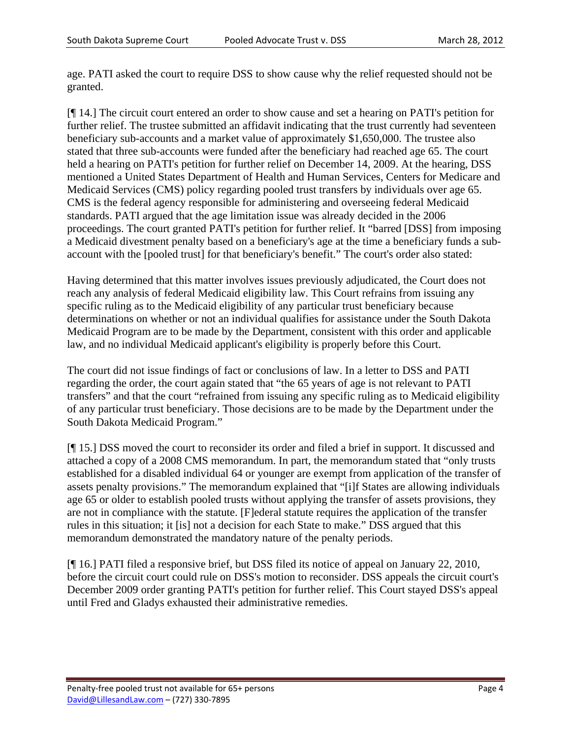age. PATI asked the court to require DSS to show cause why the relief requested should not be granted.

[¶ 14.] The circuit court entered an order to show cause and set a hearing on PATI's petition for further relief. The trustee submitted an affidavit indicating that the trust currently had seventeen beneficiary sub-accounts and a market value of approximately $1,650,000. The trustee also stated that three sub-accounts were funded after the beneficiary had reached age 65. The court held a hearing on PATI's petition for further relief on December 14, 2009. At the hearing, DSS mentioned a United States Department of Health and Human Services, Centers for Medicare and Medicaid Services (CMS) policy regarding pooled trust transfers by individuals over age 65. CMS is the federal agency responsible for administering and overseeing federal Medicaid standards. PATI argued that the age limitation issue was already decided in the 2006 proceedings. The court granted PATI's petition for further relief. It "barred [DSS] from imposing a Medicaid divestment penalty based on a beneficiary's age at the time a beneficiary funds a sub-account with the [pooled trust] for that beneficiary's benefit." The court's order also stated:

Having determined that this matter involves issues previously adjudicated, the Court does not reach any analysis of federal Medicaid eligibility law. This Court refrains from issuing any specific ruling as to the Medicaid eligibility of any particular trust beneficiary because determinations on whether or not an individual qualifies for assistance under the South Dakota Medicaid Program are to be made by the Department, consistent with this order and applicable law, and no individual Medicaid applicant's eligibility is properly before this Court.

The court did not issue findings of fact or conclusions of law. In a letter to DSS and PATI regarding the order, the court again stated that "the 65 years of age is not relevant to PATI transfers" and that the court "refrained from issuing any specific ruling as to Medicaid eligibility of any particular trust beneficiary. Those decisions are to be made by the Department under the South Dakota Medicaid Program."

[¶ 15.] DSS moved the court to reconsider its order and filed a brief in support. It discussed and attached a copy of a 2008 CMS memorandum. In part, the memorandum stated that "only trusts established for a disabled individual 64 or younger are exempt from application of the transfer of assets penalty provisions." The memorandum explained that "[i]f States are allowing individuals age 65 or older to establish pooled trusts without applying the transfer of assets provisions, they are not in compliance with the statute. [F]ederal statute requires the application of the transfer rules in this situation; it [is] not a decision for each State to make." DSS argued that this memorandum demonstrated the mandatory nature of the penalty periods.

[¶ 16.] PATI filed a responsive brief, but DSS filed its notice of appeal on January 22, 2010, before the circuit court could rule on DSS's motion to reconsider. DSS appeals the circuit court's December 2009 order granting PATI's petition for further relief. This Court stayed DSS's appeal until Fred and Gladys exhausted their administrative remedies.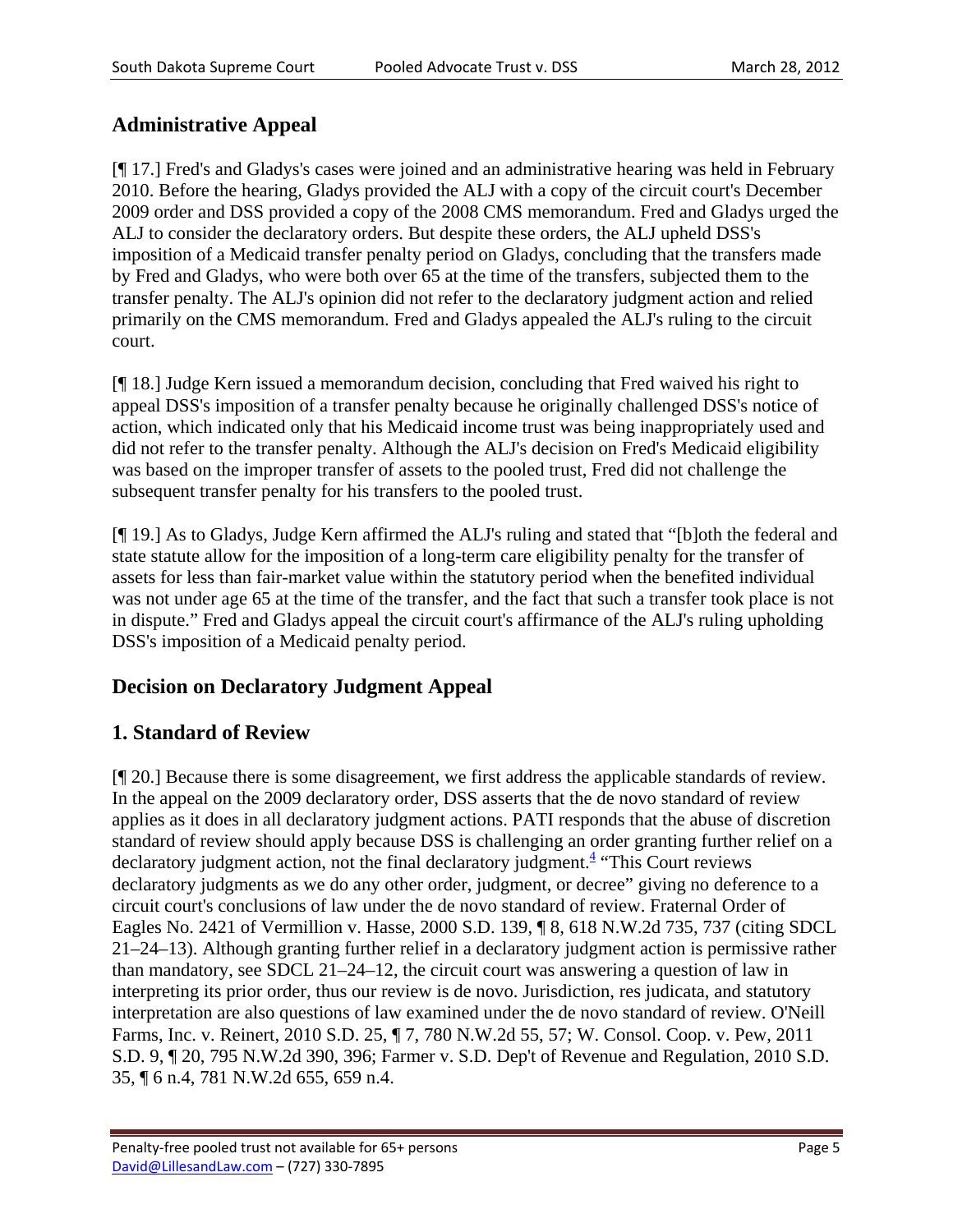## Administrative Appeal

[¶ 17.] Fred's and Gladys's cases were joined and an administrative hearing was held in February 2010. Before the hearing, Gladys provided the ALJ with a copy of the circuit court's December 2009 order and DSS provided a copy of the 2008 CMS memorandum. Fred and Gladys urged the ALJ to consider the declaratory orders. But despite these orders, the ALJ upheld DSS's imposition of a Medicaid transfer penalty period on Gladys, concluding that the transfers made by Fred and Gladys, who were both over 65 at the time of the transfers, subjected them to the transfer penalty. The ALJ's opinion did not refer to the declaratory judgment action and relied primarily on the CMS memorandum. Fred and Gladys appealed the ALJ's ruling to the circuit court.

[¶ 18.] Judge Kern issued a memorandum decision, concluding that Fred waived his right to appeal DSS's imposition of a transfer penalty because he originally challenged DSS's notice of action, which indicated only that his Medicaid income trust was being inappropriately used and did not refer to the transfer penalty. Although the ALJ's decision on Fred's Medicaid eligibility was based on the improper transfer of assets to the pooled trust, Fred did not challenge the subsequent transfer penalty for his transfers to the pooled trust.

[¶ 19.] As to Gladys, Judge Kern affirmed the ALJ's ruling and stated that "[b]oth the federal and state statute allow for the imposition of a long-term care eligibility penalty for the transfer of assets for less than fair-market value within the statutory period when the benefited individual was not under age 65 at the time of the transfer, and the fact that such a transfer took place is not in dispute." Fred and Gladys appeal the circuit court's affirmance of the ALJ's ruling upholding DSS's imposition of a Medicaid penalty period.

## Decision on Declaratory Judgment Appeal

## 1. Standard of Review

[¶ 20.] Because there is some disagreement, we first address the applicable standards of review. In the appeal on the 2009 declaratory order, DSS asserts that the de novo standard of review applies as it does in all declaratory judgment actions. PATI responds that the abuse of discretion standard of review should apply because DSS is challenging an order granting further relief on a declaratory judgment action, not the final declaratory judgment.[4] "This Court reviews declaratory judgments as we do any other order, judgment, or decree" giving no deference to a circuit court's conclusions of law under the de novo standard of review. Fraternal Order of Eagles No. 2421 of Vermillion v. Hasse, 2000 S.D. 139, ¶ 8, 618 N.W.2d 735, 737 (citing SDCL 21–24–13). Although granting further relief in a declaratory judgment action is permissive rather than mandatory, see SDCL 21–24–12, the circuit court was answering a question of law in interpreting its prior order, thus our review is de novo. Jurisdiction, res judicata, and statutory interpretation are also questions of law examined under the de novo standard of review. O'Neill Farms, Inc. v. Reinert, 2010 S.D. 25, ¶ 7, 780 N.W.2d 55, 57; W. Consol. Coop. v. Pew, 2011 S.D. 9, ¶ 20, 795 N.W.2d 390, 396; Farmer v. S.D. Dep't of Revenue and Regulation, 2010 S.D. 35, ¶ 6 n.4, 781 N.W.2d 655, 659 n.4.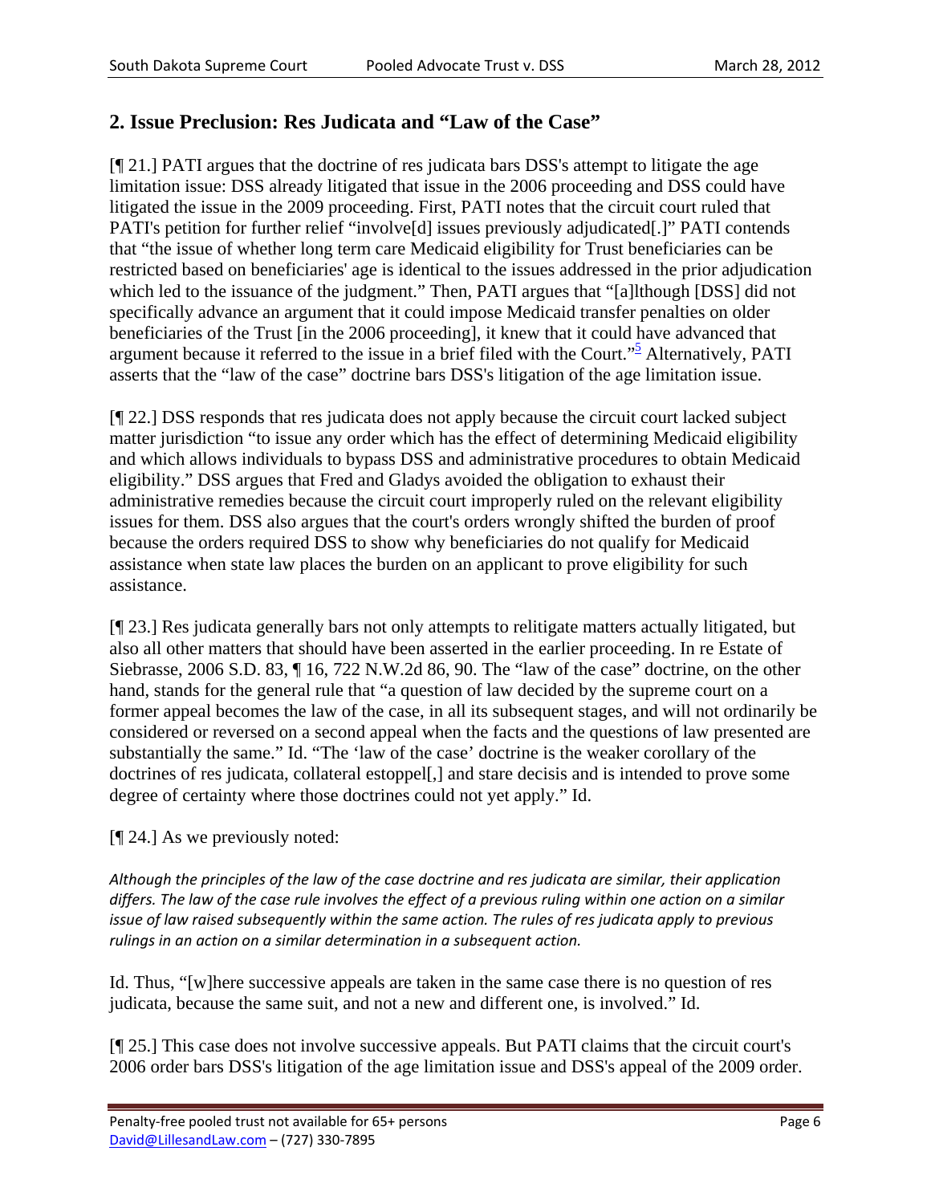## 2. Issue Preclusion: Res Judicata and "Law of the Case"

[¶ 21.] PATI argues that the doctrine of res judicata bars DSS's attempt to litigate the age limitation issue: DSS already litigated that issue in the 2006 proceeding and DSS could have litigated the issue in the 2009 proceeding. First, PATI notes that the circuit court ruled that PATI's petition for further relief "involve[d] issues previously adjudicated[.]" PATI contends that "the issue of whether long term care Medicaid eligibility for Trust beneficiaries can be restricted based on beneficiaries' age is identical to the issues addressed in the prior adjudication which led to the issuance of the judgment." Then, PATI argues that "[a]lthough [DSS] did not specifically advance an argument that it could impose Medicaid transfer penalties on older beneficiaries of the Trust [in the 2006 proceeding], it knew that it could have advanced that argument because it referred to the issue in a brief filed with the Court."[5] Alternatively, PATI asserts that the "law of the case" doctrine bars DSS's litigation of the age limitation issue.

[¶ 22.] DSS responds that res judicata does not apply because the circuit court lacked subject matter jurisdiction "to issue any order which has the effect of determining Medicaid eligibility and which allows individuals to bypass DSS and administrative procedures to obtain Medicaid eligibility." DSS argues that Fred and Gladys avoided the obligation to exhaust their administrative remedies because the circuit court improperly ruled on the relevant eligibility issues for them. DSS also argues that the court's orders wrongly shifted the burden of proof because the orders required DSS to show why beneficiaries do not qualify for Medicaid assistance when state law places the burden on an applicant to prove eligibility for such assistance.

[¶ 23.] Res judicata generally bars not only attempts to relitigate matters actually litigated, but also all other matters that should have been asserted in the earlier proceeding. In re Estate of Siebrasse, 2006 S.D. 83, ¶ 16, 722 N.W.2d 86, 90. The "law of the case" doctrine, on the other hand, stands for the general rule that "a question of law decided by the supreme court on a former appeal becomes the law of the case, in all its subsequent stages, and will not ordinarily be considered or reversed on a second appeal when the facts and the questions of law presented are substantially the same." Id. "The 'law of the case' doctrine is the weaker corollary of the doctrines of res judicata, collateral estoppel[,] and stare decisis and is intended to prove some degree of certainty where those doctrines could not yet apply." Id.

[¶ 24.] As we previously noted:

*Although the principles of the law of the case doctrine and res judicata are similar, their application differs. The law of the case rule involves the effect of a previous ruling within one action on a similar issue of law raised subsequently within the same action. The rules of res judicata apply to previous rulings in an action on a similar determination in a subsequent action.*

Id. Thus, "[w]here successive appeals are taken in the same case there is no question of res judicata, because the same suit, and not a new and different one, is involved." Id.

[¶ 25.] This case does not involve successive appeals. But PATI claims that the circuit court's 2006 order bars DSS's litigation of the age limitation issue and DSS's appeal of the 2009 order.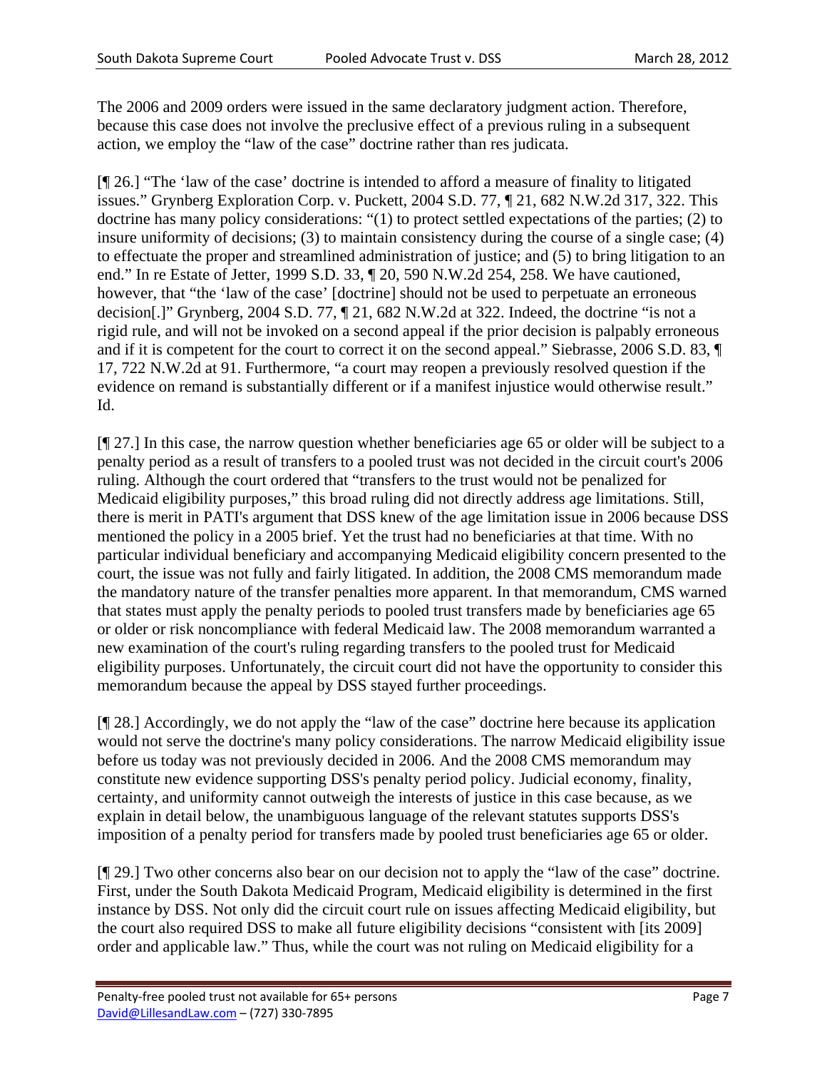The 2006 and 2009 orders were issued in the same declaratory judgment action. Therefore, because this case does not involve the preclusive effect of a previous ruling in a subsequent action, we employ the "law of the case" doctrine rather than res judicata.

[¶ 26.] "The 'law of the case' doctrine is intended to afford a measure of finality to litigated issues." Grynberg Exploration Corp. v. Puckett, 2004 S.D. 77, ¶ 21, 682 N.W.2d 317, 322. This doctrine has many policy considerations: "(1) to protect settled expectations of the parties; (2) to insure uniformity of decisions; (3) to maintain consistency during the course of a single case; (4) to effectuate the proper and streamlined administration of justice; and (5) to bring litigation to an end." In re Estate of Jetter, 1999 S.D. 33, ¶ 20, 590 N.W.2d 254, 258. We have cautioned, however, that "the 'law of the case' [doctrine] should not be used to perpetuate an erroneous decision[.]" Grynberg, 2004 S.D. 77, ¶ 21, 682 N.W.2d at 322. Indeed, the doctrine "is not a rigid rule, and will not be invoked on a second appeal if the prior decision is palpably erroneous and if it is competent for the court to correct it on the second appeal." Siebrasse, 2006 S.D. 83, ¶ 17, 722 N.W.2d at 91. Furthermore, "a court may reopen a previously resolved question if the evidence on remand is substantially different or if a manifest injustice would otherwise result." Id.

[¶ 27.] In this case, the narrow question whether beneficiaries age 65 or older will be subject to a penalty period as a result of transfers to a pooled trust was not decided in the circuit court's 2006 ruling. Although the court ordered that "transfers to the trust would not be penalized for Medicaid eligibility purposes," this broad ruling did not directly address age limitations. Still, there is merit in PATI's argument that DSS knew of the age limitation issue in 2006 because DSS mentioned the policy in a 2005 brief. Yet the trust had no beneficiaries at that time. With no particular individual beneficiary and accompanying Medicaid eligibility concern presented to the court, the issue was not fully and fairly litigated. In addition, the 2008 CMS memorandum made the mandatory nature of the transfer penalties more apparent. In that memorandum, CMS warned that states must apply the penalty periods to pooled trust transfers made by beneficiaries age 65 or older or risk noncompliance with federal Medicaid law. The 2008 memorandum warranted a new examination of the court's ruling regarding transfers to the pooled trust for Medicaid eligibility purposes. Unfortunately, the circuit court did not have the opportunity to consider this memorandum because the appeal by DSS stayed further proceedings.

[¶ 28.] Accordingly, we do not apply the "law of the case" doctrine here because its application would not serve the doctrine's many policy considerations. The narrow Medicaid eligibility issue before us today was not previously decided in 2006. And the 2008 CMS memorandum may constitute new evidence supporting DSS's penalty period policy. Judicial economy, finality, certainty, and uniformity cannot outweigh the interests of justice in this case because, as we explain in detail below, the unambiguous language of the relevant statutes supports DSS's imposition of a penalty period for transfers made by pooled trust beneficiaries age 65 or older.

[¶ 29.] Two other concerns also bear on our decision not to apply the "law of the case" doctrine. First, under the South Dakota Medicaid Program, Medicaid eligibility is determined in the first instance by DSS. Not only did the circuit court rule on issues affecting Medicaid eligibility, but the court also required DSS to make all future eligibility decisions "consistent with [its 2009] order and applicable law." Thus, while the court was not ruling on Medicaid eligibility for a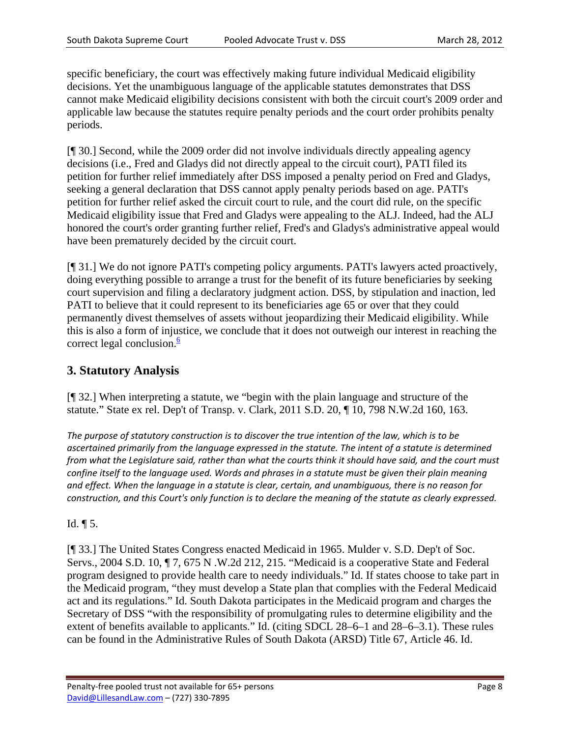specific beneficiary, the court was effectively making future individual Medicaid eligibility decisions. Yet the unambiguous language of the applicable statutes demonstrates that DSS cannot make Medicaid eligibility decisions consistent with both the circuit court's 2009 order and applicable law because the statutes require penalty periods and the court order prohibits penalty periods.

[¶ 30.] Second, while the 2009 order did not involve individuals directly appealing agency decisions (i.e., Fred and Gladys did not directly appeal to the circuit court), PATI filed its petition for further relief immediately after DSS imposed a penalty period on Fred and Gladys, seeking a general declaration that DSS cannot apply penalty periods based on age. PATI's petition for further relief asked the circuit court to rule, and the court did rule, on the specific Medicaid eligibility issue that Fred and Gladys were appealing to the ALJ. Indeed, had the ALJ honored the court's order granting further relief, Fred's and Gladys's administrative appeal would have been prematurely decided by the circuit court.

[¶ 31.] We do not ignore PATI's competing policy arguments. PATI's lawyers acted proactively, doing everything possible to arrange a trust for the benefit of its future beneficiaries by seeking court supervision and filing a declaratory judgment action. DSS, by stipulation and inaction, led PATI to believe that it could represent to its beneficiaries age 65 or over that they could permanently divest themselves of assets without jeopardizing their Medicaid eligibility. While this is also a form of injustice, we conclude that it does not outweigh our interest in reaching the correct legal conclusion.[6]

### 3. Statutory Analysis

[¶ 32.] When interpreting a statute, we "begin with the plain language and structure of the statute." State ex rel. Dep't of Transp. v. Clark, 2011 S.D. 20, ¶ 10, 798 N.W.2d 160, 163.

*The purpose of statutory construction is to discover the true intention of the law, which is to be ascertained primarily from the language expressed in the statute. The intent of a statute is determined from what the Legislature said, rather than what the courts think it should have said, and the court must confine itself to the language used. Words and phrases in a statute must be given their plain meaning and effect. When the language in a statute is clear, certain, and unambiguous, there is no reason for construction, and this Court's only function is to declare the meaning of the statute as clearly expressed.*

Id. ¶ 5.

[¶ 33.] The United States Congress enacted Medicaid in 1965. Mulder v. S.D. Dep't of Soc. Servs., 2004 S.D. 10, ¶ 7, 675 N .W.2d 212, 215. "Medicaid is a cooperative State and Federal program designed to provide health care to needy individuals." Id. If states choose to take part in the Medicaid program, "they must develop a State plan that complies with the Federal Medicaid act and its regulations." Id. South Dakota participates in the Medicaid program and charges the Secretary of DSS "with the responsibility of promulgating rules to determine eligibility and the extent of benefits available to applicants." Id. (citing SDCL 28–6–1 and 28–6–3.1). These rules can be found in the Administrative Rules of South Dakota (ARSD) Title 67, Article 46. Id.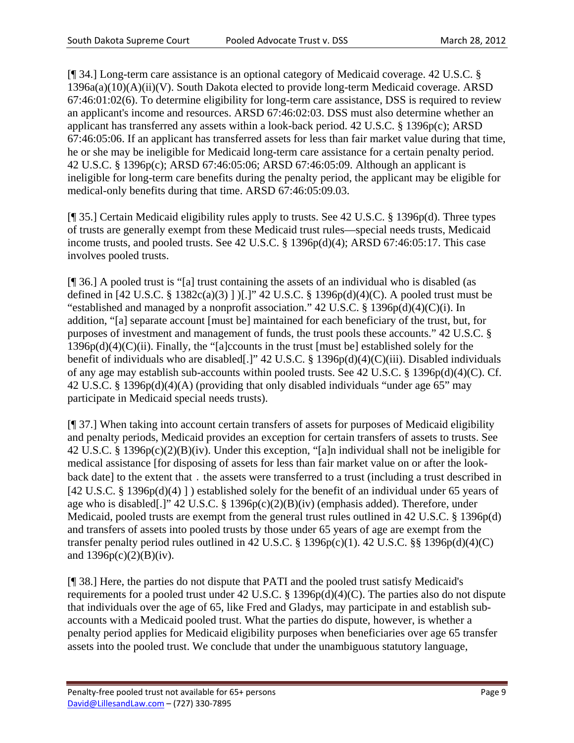[¶ 34.] Long-term care assistance is an optional category of Medicaid coverage. 42 U.S.C. § 1396a(a)(10)(A)(ii)(V). South Dakota elected to provide long-term Medicaid coverage. ARSD 67:46:01:02(6). To determine eligibility for long-term care assistance, DSS is required to review an applicant's income and resources. ARSD 67:46:02:03. DSS must also determine whether an applicant has transferred any assets within a look-back period. 42 U.S.C. § 1396p(c); ARSD 67:46:05:06. If an applicant has transferred assets for less than fair market value during that time, he or she may be ineligible for Medicaid long-term care assistance for a certain penalty period. 42 U.S.C. § 1396p(c); ARSD 67:46:05:06; ARSD 67:46:05:09. Although an applicant is ineligible for long-term care benefits during the penalty period, the applicant may be eligible for medical-only benefits during that time. ARSD 67:46:05:09.03.

[¶ 35.] Certain Medicaid eligibility rules apply to trusts. See 42 U.S.C. § 1396p(d). Three types of trusts are generally exempt from these Medicaid trust rules—special needs trusts, Medicaid income trusts, and pooled trusts. See 42 U.S.C. § 1396p(d)(4); ARSD 67:46:05:17. This case involves pooled trusts.

[¶ 36.] A pooled trust is "[a] trust containing the assets of an individual who is disabled (as defined in [42 U.S.C. § 1382c(a)(3) ] )[.]" 42 U.S.C. § 1396p(d)(4)(C). A pooled trust must be "established and managed by a nonprofit association." 42 U.S.C. § 1396p(d)(4)(C)(i). In addition, "[a] separate account [must be] maintained for each beneficiary of the trust, but, for purposes of investment and management of funds, the trust pools these accounts." 42 U.S.C. § 1396p(d)(4)(C)(ii). Finally, the "[a]ccounts in the trust [must be] established solely for the benefit of individuals who are disabled[.]" 42 U.S.C. § 1396p(d)(4)(C)(iii). Disabled individuals of any age may establish sub-accounts within pooled trusts. See 42 U.S.C. § 1396p(d)(4)(C). Cf. 42 U.S.C. § 1396p(d)(4)(A) (providing that only disabled individuals "under age 65" may participate in Medicaid special needs trusts).

[¶ 37.] When taking into account certain transfers of assets for purposes of Medicaid eligibility and penalty periods, Medicaid provides an exception for certain transfers of assets to trusts. See 42 U.S.C. § 1396p(c)(2)(B)(iv). Under this exception, "[a]n individual shall not be ineligible for medical assistance [for disposing of assets for less than fair market value on or after the look-back date] to the extent that . the assets were transferred to a trust (including a trust described in [42 U.S.C. § 1396p(d)(4) ] ) established solely for the benefit of an individual under 65 years of age who is disabled[.]" 42 U.S.C. § 1396p(c)(2)(B)(iv) (emphasis added). Therefore, under Medicaid, pooled trusts are exempt from the general trust rules outlined in 42 U.S.C. § 1396p(d) and transfers of assets into pooled trusts by those under 65 years of age are exempt from the transfer penalty period rules outlined in 42 U.S.C. § 1396p(c)(1). 42 U.S.C. §§ 1396p(d)(4)(C) and 1396p(c)(2)(B)(iv).

[¶ 38.] Here, the parties do not dispute that PATI and the pooled trust satisfy Medicaid's requirements for a pooled trust under 42 U.S.C. § 1396p(d)(4)(C). The parties also do not dispute that individuals over the age of 65, like Fred and Gladys, may participate in and establish sub-accounts with a Medicaid pooled trust. What the parties do dispute, however, is whether a penalty period applies for Medicaid eligibility purposes when beneficiaries over age 65 transfer assets into the pooled trust. We conclude that under the unambiguous statutory language,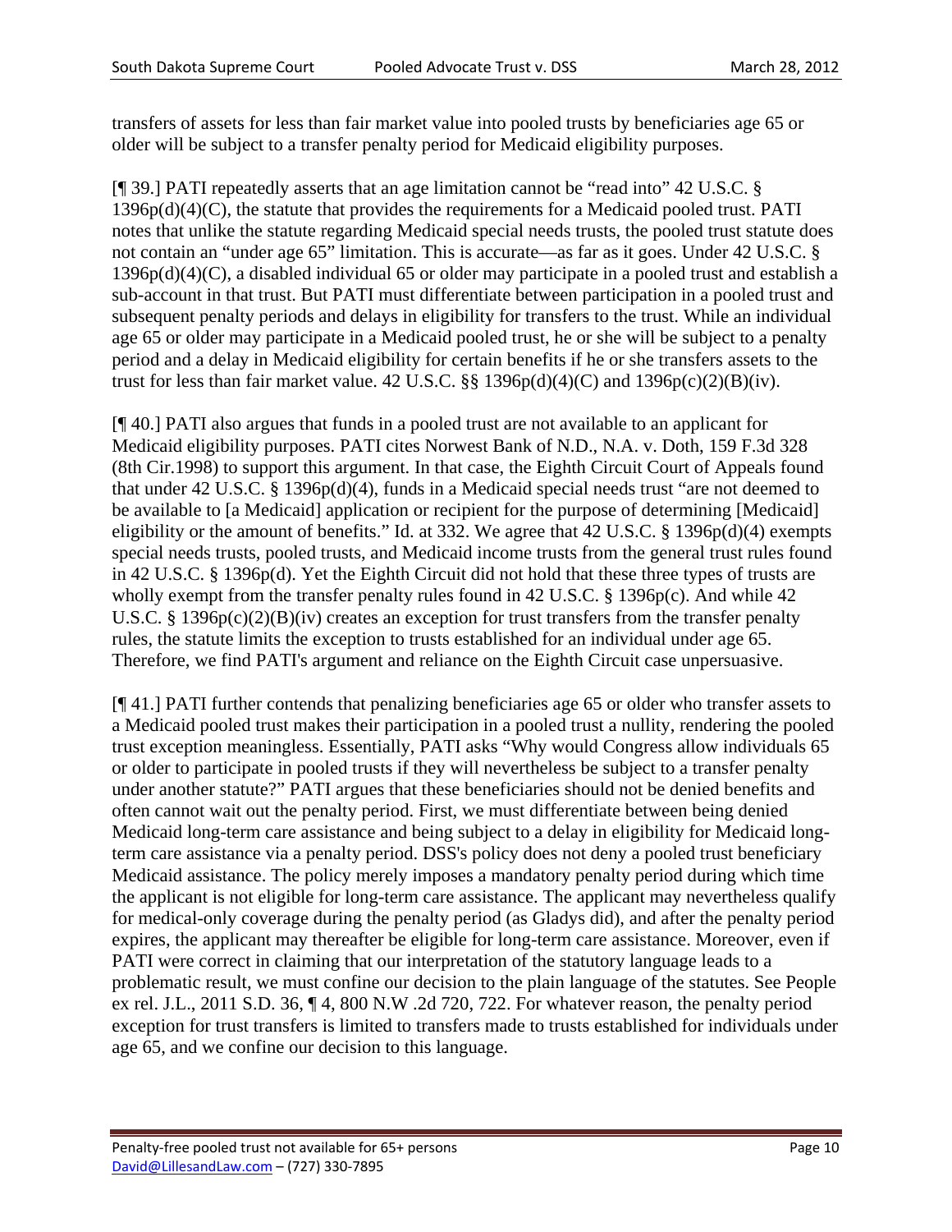transfers of assets for less than fair market value into pooled trusts by beneficiaries age 65 or older will be subject to a transfer penalty period for Medicaid eligibility purposes.

[¶ 39.] PATI repeatedly asserts that an age limitation cannot be "read into" 42 U.S.C. § 1396p(d)(4)(C), the statute that provides the requirements for a Medicaid pooled trust. PATI notes that unlike the statute regarding Medicaid special needs trusts, the pooled trust statute does not contain an "under age 65" limitation. This is accurate—as far as it goes. Under 42 U.S.C. § 1396p(d)(4)(C), a disabled individual 65 or older may participate in a pooled trust and establish a sub-account in that trust. But PATI must differentiate between participation in a pooled trust and subsequent penalty periods and delays in eligibility for transfers to the trust. While an individual age 65 or older may participate in a Medicaid pooled trust, he or she will be subject to a penalty period and a delay in Medicaid eligibility for certain benefits if he or she transfers assets to the trust for less than fair market value. 42 U.S.C. §§ 1396p(d)(4)(C) and 1396p(c)(2)(B)(iv).

[¶ 40.] PATI also argues that funds in a pooled trust are not available to an applicant for Medicaid eligibility purposes. PATI cites Norwest Bank of N.D., N.A. v. Doth, 159 F.3d 328 (8th Cir.1998) to support this argument. In that case, the Eighth Circuit Court of Appeals found that under 42 U.S.C. § 1396p(d)(4), funds in a Medicaid special needs trust "are not deemed to be available to [a Medicaid] application or recipient for the purpose of determining [Medicaid] eligibility or the amount of benefits." Id. at 332. We agree that 42 U.S.C. § 1396p(d)(4) exempts special needs trusts, pooled trusts, and Medicaid income trusts from the general trust rules found in 42 U.S.C. § 1396p(d). Yet the Eighth Circuit did not hold that these three types of trusts are wholly exempt from the transfer penalty rules found in 42 U.S.C. § 1396p(c). And while 42 U.S.C. § 1396p(c)(2)(B)(iv) creates an exception for trust transfers from the transfer penalty rules, the statute limits the exception to trusts established for an individual under age 65. Therefore, we find PATI's argument and reliance on the Eighth Circuit case unpersuasive.

[¶ 41.] PATI further contends that penalizing beneficiaries age 65 or older who transfer assets to a Medicaid pooled trust makes their participation in a pooled trust a nullity, rendering the pooled trust exception meaningless. Essentially, PATI asks "Why would Congress allow individuals 65 or older to participate in pooled trusts if they will nevertheless be subject to a transfer penalty under another statute?" PATI argues that these beneficiaries should not be denied benefits and often cannot wait out the penalty period. First, we must differentiate between being denied Medicaid long-term care assistance and being subject to a delay in eligibility for Medicaid long-term care assistance via a penalty period. DSS's policy does not deny a pooled trust beneficiary Medicaid assistance. The policy merely imposes a mandatory penalty period during which time the applicant is not eligible for long-term care assistance. The applicant may nevertheless qualify for medical-only coverage during the penalty period (as Gladys did), and after the penalty period expires, the applicant may thereafter be eligible for long-term care assistance. Moreover, even if PATI were correct in claiming that our interpretation of the statutory language leads to a problematic result, we must confine our decision to the plain language of the statutes. See People ex rel. J.L., 2011 S.D. 36, ¶ 4, 800 N.W .2d 720, 722. For whatever reason, the penalty period exception for trust transfers is limited to transfers made to trusts established for individuals under age 65, and we confine our decision to this language.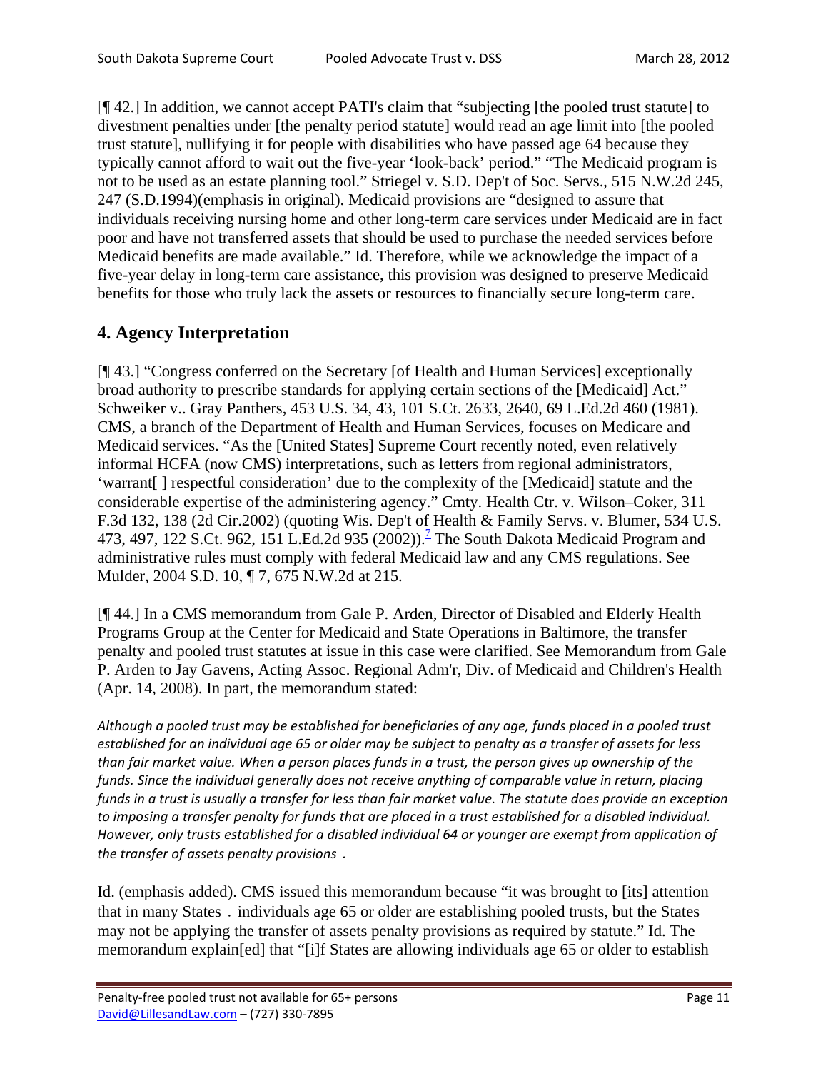[¶ 42.] In addition, we cannot accept PATI's claim that "subjecting [the pooled trust statute] to divestment penalties under [the penalty period statute] would read an age limit into [the pooled trust statute], nullifying it for people with disabilities who have passed age 64 because they typically cannot afford to wait out the five-year 'look-back' period." "The Medicaid program is not to be used as an estate planning tool." Striegel v. S.D. Dep't of Soc. Servs., 515 N.W.2d 245, 247 (S.D.1994)(emphasis in original). Medicaid provisions are "designed to assure that individuals receiving nursing home and other long-term care services under Medicaid are in fact poor and have not transferred assets that should be used to purchase the needed services before Medicaid benefits are made available." Id. Therefore, while we acknowledge the impact of a five-year delay in long-term care assistance, this provision was designed to preserve Medicaid benefits for those who truly lack the assets or resources to financially secure long-term care.

## 4. Agency Interpretation

[¶ 43.] "Congress conferred on the Secretary [of Health and Human Services] exceptionally broad authority to prescribe standards for applying certain sections of the [Medicaid] Act." Schweiker v.. Gray Panthers, 453 U.S. 34, 43, 101 S.Ct. 2633, 2640, 69 L.Ed.2d 460 (1981). CMS, a branch of the Department of Health and Human Services, focuses on Medicare and Medicaid services. "As the [United States] Supreme Court recently noted, even relatively informal HCFA (now CMS) interpretations, such as letters from regional administrators, 'warrant[ ] respectful consideration' due to the complexity of the [Medicaid] statute and the considerable expertise of the administering agency." Cmty. Health Ctr. v. Wilson–Coker, 311 F.3d 132, 138 (2d Cir.2002) (quoting Wis. Dep't of Health & Family Servs. v. Blumer, 534 U.S. 473, 497, 122 S.Ct. 962, 151 L.Ed.2d 935 (2002)).[7] The South Dakota Medicaid Program and administrative rules must comply with federal Medicaid law and any CMS regulations. See Mulder, 2004 S.D. 10, ¶ 7, 675 N.W.2d at 215.

[¶ 44.] In a CMS memorandum from Gale P. Arden, Director of Disabled and Elderly Health Programs Group at the Center for Medicaid and State Operations in Baltimore, the transfer penalty and pooled trust statutes at issue in this case were clarified. See Memorandum from Gale P. Arden to Jay Gavens, Acting Assoc. Regional Adm'r, Div. of Medicaid and Children's Health (Apr. 14, 2008). In part, the memorandum stated:

*Although a pooled trust may be established for beneficiaries of any age, funds placed in a pooled trust established for an individual age 65 or older may be subject to penalty as a transfer of assets for less than fair market value. When a person places funds in a trust, the person gives up ownership of the funds. Since the individual generally does not receive anything of comparable value in return, placing funds in a trust is usually a transfer for less than fair market value. The statute does provide an exception to imposing a transfer penalty for funds that are placed in a trust established for a disabled individual. However, only trusts established for a disabled individual 64 or younger are exempt from application of the transfer of assets penalty provisions .*

Id. (emphasis added). CMS issued this memorandum because "it was brought to [its] attention that in many States . individuals age 65 or older are establishing pooled trusts, but the States may not be applying the transfer of assets penalty provisions as required by statute." Id. The memorandum explain[ed] that "[i]f States are allowing individuals age 65 or older to establish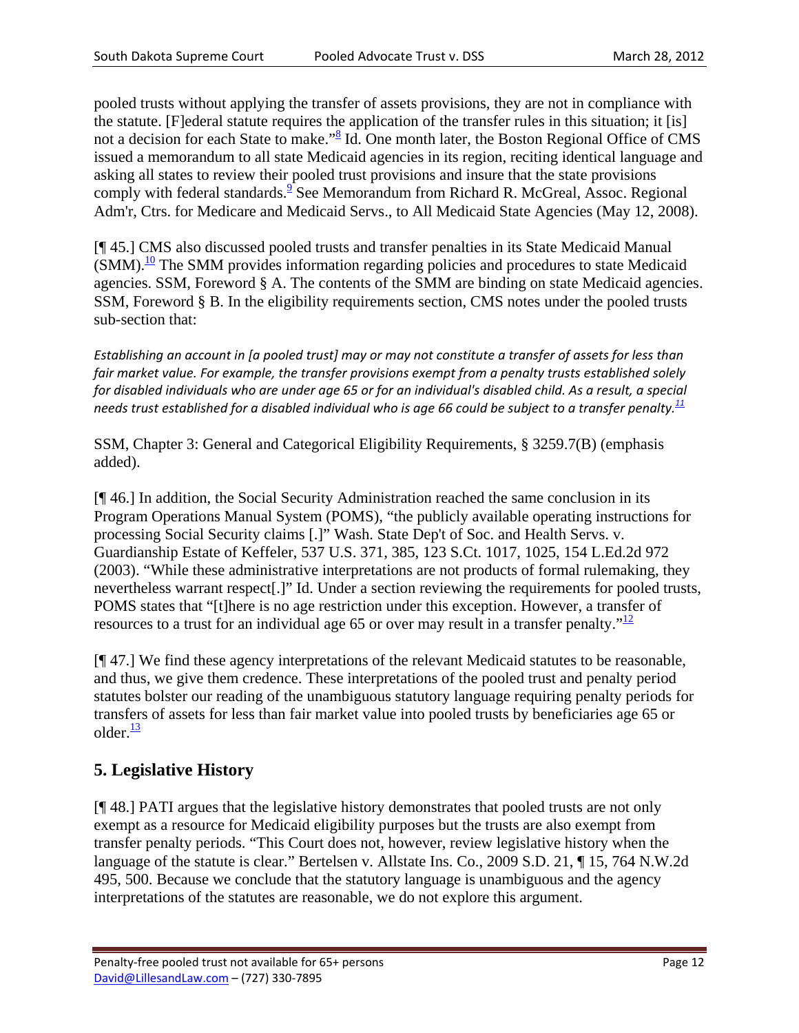pooled trusts without applying the transfer of assets provisions, they are not in compliance with the statute. [F]ederal statute requires the application of the transfer rules in this situation; it [is] not a decision for each State to make."[8] Id. One month later, the Boston Regional Office of CMS issued a memorandum to all state Medicaid agencies in its region, reciting identical language and asking all states to review their pooled trust provisions and insure that the state provisions comply with federal standards.[9] See Memorandum from Richard R. McGreal, Assoc. Regional Adm'r, Ctrs. for Medicare and Medicaid Servs., to All Medicaid State Agencies (May 12, 2008).

[¶ 45.] CMS also discussed pooled trusts and transfer penalties in its State Medicaid Manual (SMM).[10] The SMM provides information regarding policies and procedures to state Medicaid agencies. SSM, Foreword § A. The contents of the SMM are binding on state Medicaid agencies. SSM, Foreword § B. In the eligibility requirements section, CMS notes under the pooled trusts sub-section that:

*Establishing an account in [a pooled trust] may or may not constitute a transfer of assets for less than fair market value. For example, the transfer provisions exempt from a penalty trusts established solely for disabled individuals who are under age 65 or for an individual's disabled child. As a result, a special needs trust established for a disabled individual who is age 66 could be subject to a transfer penalty.*[11]

SSM, Chapter 3: General and Categorical Eligibility Requirements, § 3259.7(B) (emphasis added).

[¶ 46.] In addition, the Social Security Administration reached the same conclusion in its Program Operations Manual System (POMS), "the publicly available operating instructions for processing Social Security claims [.]" Wash. State Dep't of Soc. and Health Servs. v. Guardianship Estate of Keffeler, 537 U.S. 371, 385, 123 S.Ct. 1017, 1025, 154 L.Ed.2d 972 (2003). "While these administrative interpretations are not products of formal rulemaking, they nevertheless warrant respect[.]" Id. Under a section reviewing the requirements for pooled trusts, POMS states that "[t]here is no age restriction under this exception. However, a transfer of resources to a trust for an individual age 65 or over may result in a transfer penalty."[12]

[¶ 47.] We find these agency interpretations of the relevant Medicaid statutes to be reasonable, and thus, we give them credence. These interpretations of the pooled trust and penalty period statutes bolster our reading of the unambiguous statutory language requiring penalty periods for transfers of assets for less than fair market value into pooled trusts by beneficiaries age 65 or older.[13]

## 5. Legislative History

[¶ 48.] PATI argues that the legislative history demonstrates that pooled trusts are not only exempt as a resource for Medicaid eligibility purposes but the trusts are also exempt from transfer penalty periods. "This Court does not, however, review legislative history when the language of the statute is clear." Bertelsen v. Allstate Ins. Co., 2009 S.D. 21, ¶ 15, 764 N.W.2d 495, 500. Because we conclude that the statutory language is unambiguous and the agency interpretations of the statutes are reasonable, we do not explore this argument.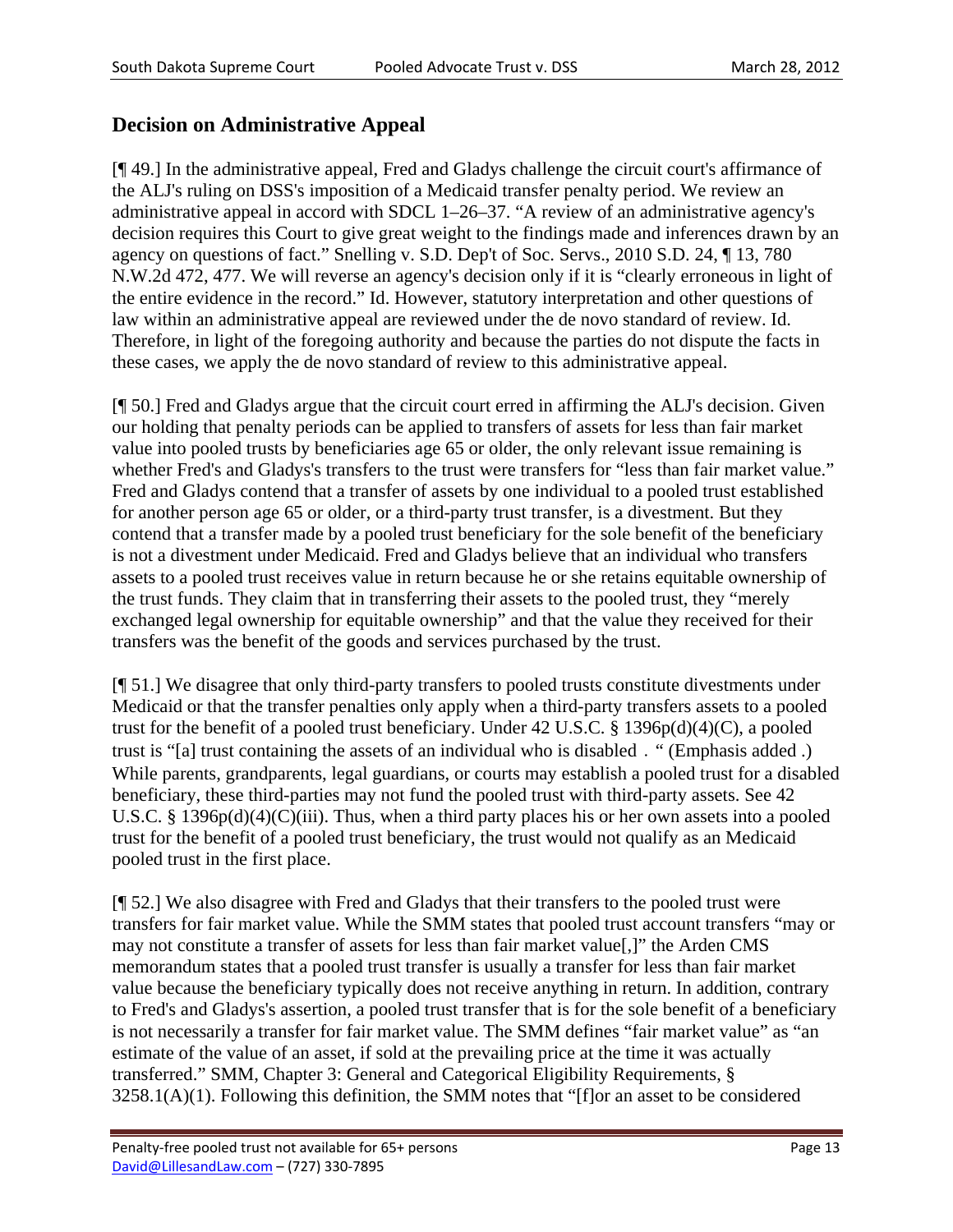## Decision on Administrative Appeal

[¶ 49.] In the administrative appeal, Fred and Gladys challenge the circuit court's affirmance of the ALJ's ruling on DSS's imposition of a Medicaid transfer penalty period. We review an administrative appeal in accord with SDCL 1–26–37. "A review of an administrative agency's decision requires this Court to give great weight to the findings made and inferences drawn by an agency on questions of fact." Snelling v. S.D. Dep't of Soc. Servs., 2010 S.D. 24, ¶ 13, 780 N.W.2d 472, 477. We will reverse an agency's decision only if it is "clearly erroneous in light of the entire evidence in the record." Id. However, statutory interpretation and other questions of law within an administrative appeal are reviewed under the de novo standard of review. Id. Therefore, in light of the foregoing authority and because the parties do not dispute the facts in these cases, we apply the de novo standard of review to this administrative appeal.

[¶ 50.] Fred and Gladys argue that the circuit court erred in affirming the ALJ's decision. Given our holding that penalty periods can be applied to transfers of assets for less than fair market value into pooled trusts by beneficiaries age 65 or older, the only relevant issue remaining is whether Fred's and Gladys's transfers to the trust were transfers for "less than fair market value." Fred and Gladys contend that a transfer of assets by one individual to a pooled trust established for another person age 65 or older, or a third-party trust transfer, is a divestment. But they contend that a transfer made by a pooled trust beneficiary for the sole benefit of the beneficiary is not a divestment under Medicaid. Fred and Gladys believe that an individual who transfers assets to a pooled trust receives value in return because he or she retains equitable ownership of the trust funds. They claim that in transferring their assets to the pooled trust, they "merely exchanged legal ownership for equitable ownership" and that the value they received for their transfers was the benefit of the goods and services purchased by the trust.

[¶ 51.] We disagree that only third-party transfers to pooled trusts constitute divestments under Medicaid or that the transfer penalties only apply when a third-party transfers assets to a pooled trust for the benefit of a pooled trust beneficiary. Under 42 U.S.C. § 1396p(d)(4)(C), a pooled trust is "[a] trust containing the assets of an individual who is disabled . " (Emphasis added .) While parents, grandparents, legal guardians, or courts may establish a pooled trust for a disabled beneficiary, these third-parties may not fund the pooled trust with third-party assets. See 42 U.S.C. § 1396p(d)(4)(C)(iii). Thus, when a third party places his or her own assets into a pooled trust for the benefit of a pooled trust beneficiary, the trust would not qualify as an Medicaid pooled trust in the first place.

[¶ 52.] We also disagree with Fred and Gladys that their transfers to the pooled trust were transfers for fair market value. While the SMM states that pooled trust account transfers "may or may not constitute a transfer of assets for less than fair market value[,]" the Arden CMS memorandum states that a pooled trust transfer is usually a transfer for less than fair market value because the beneficiary typically does not receive anything in return. In addition, contrary to Fred's and Gladys's assertion, a pooled trust transfer that is for the sole benefit of a beneficiary is not necessarily a transfer for fair market value. The SMM defines "fair market value" as "an estimate of the value of an asset, if sold at the prevailing price at the time it was actually transferred." SMM, Chapter 3: General and Categorical Eligibility Requirements, § 3258.1(A)(1). Following this definition, the SMM notes that "[f]or an asset to be considered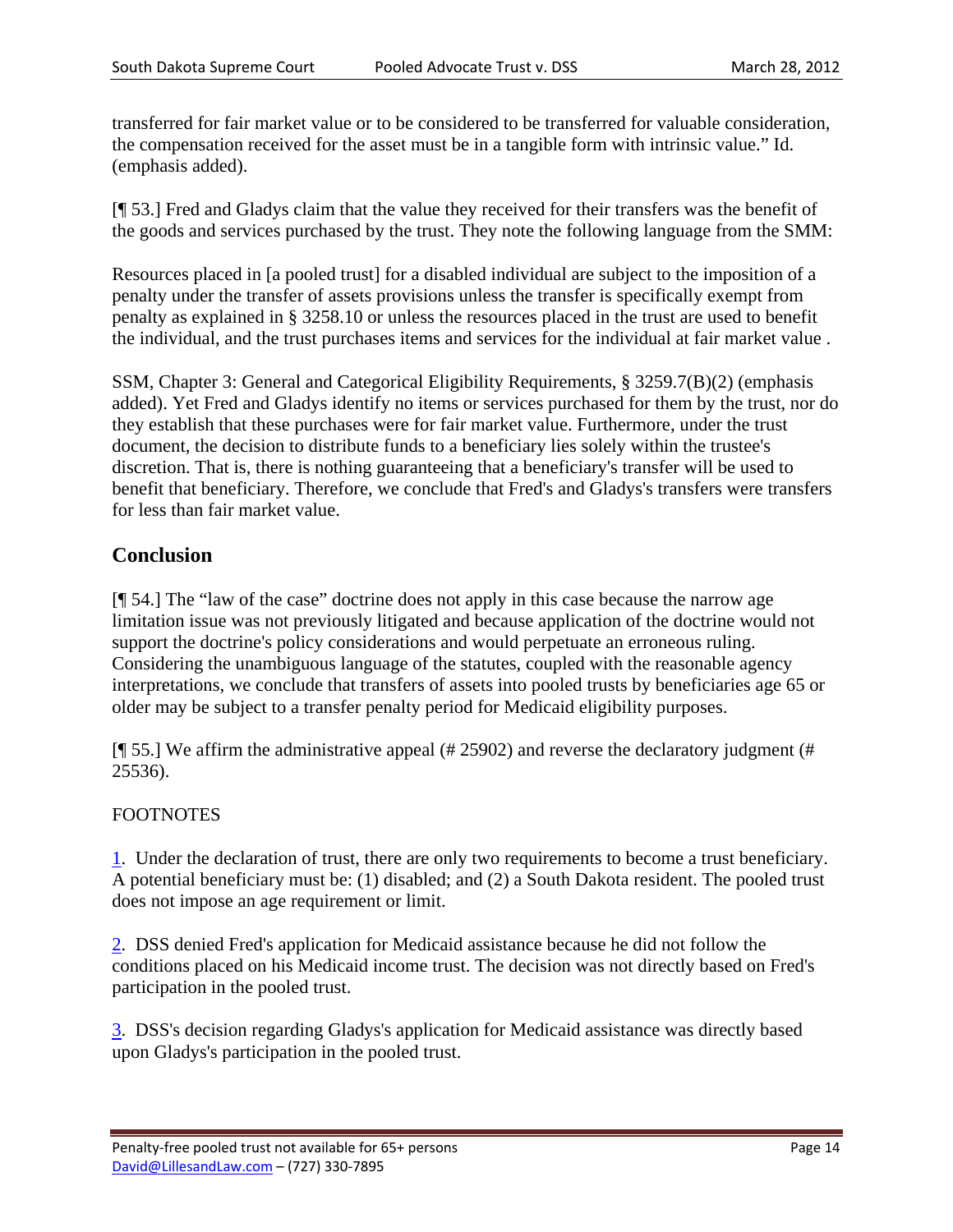transferred for fair market value or to be considered to be transferred for valuable consideration, the compensation received for the asset must be in a tangible form with intrinsic value." Id. (emphasis added).

[¶ 53.] Fred and Gladys claim that the value they received for their transfers was the benefit of the goods and services purchased by the trust. They note the following language from the SMM:

Resources placed in [a pooled trust] for a disabled individual are subject to the imposition of a penalty under the transfer of assets provisions unless the transfer is specifically exempt from penalty as explained in § 3258.10 or unless the resources placed in the trust are used to benefit the individual, and the trust purchases items and services for the individual at fair market value .

SSM, Chapter 3: General and Categorical Eligibility Requirements, § 3259.7(B)(2) (emphasis added). Yet Fred and Gladys identify no items or services purchased for them by the trust, nor do they establish that these purchases were for fair market value. Furthermore, under the trust document, the decision to distribute funds to a beneficiary lies solely within the trustee's discretion. That is, there is nothing guaranteeing that a beneficiary's transfer will be used to benefit that beneficiary. Therefore, we conclude that Fred's and Gladys's transfers were transfers for less than fair market value.

## Conclusion

[¶ 54.] The "law of the case" doctrine does not apply in this case because the narrow age limitation issue was not previously litigated and because application of the doctrine would not support the doctrine's policy considerations and would perpetuate an erroneous ruling. Considering the unambiguous language of the statutes, coupled with the reasonable agency interpretations, we conclude that transfers of assets into pooled trusts by beneficiaries age 65 or older may be subject to a transfer penalty period for Medicaid eligibility purposes.

[¶ 55.] We affirm the administrative appeal (# 25902) and reverse the declaratory judgment (# 25536).

FOOTNOTES

1. Under the declaration of trust, there are only two requirements to become a trust beneficiary. A potential beneficiary must be: (1) disabled; and (2) a South Dakota resident. The pooled trust does not impose an age requirement or limit.

2. DSS denied Fred's application for Medicaid assistance because he did not follow the conditions placed on his Medicaid income trust. The decision was not directly based on Fred's participation in the pooled trust.

3. DSS's decision regarding Gladys's application for Medicaid assistance was directly based upon Gladys's participation in the pooled trust.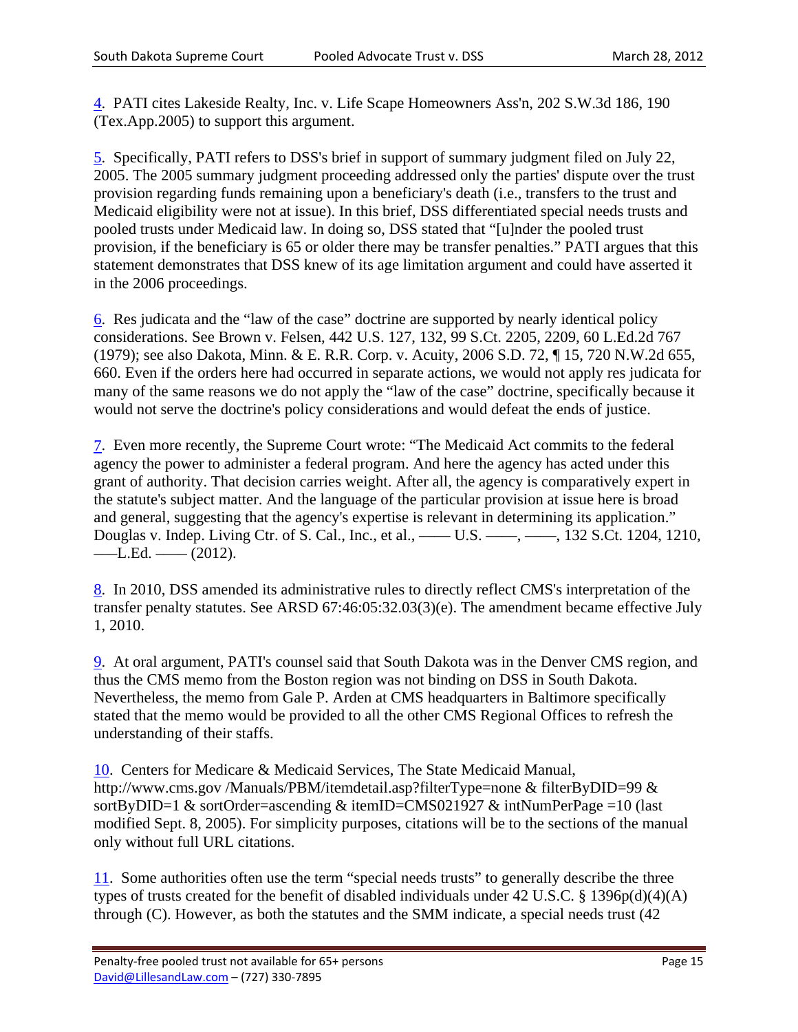4. PATI cites Lakeside Realty, Inc. v. Life Scape Homeowners Ass'n, 202 S.W.3d 186, 190 (Tex.App.2005) to support this argument.

5. Specifically, PATI refers to DSS's brief in support of summary judgment filed on July 22, 2005. The 2005 summary judgment proceeding addressed only the parties' dispute over the trust provision regarding funds remaining upon a beneficiary's death (i.e., transfers to the trust and Medicaid eligibility were not at issue). In this brief, DSS differentiated special needs trusts and pooled trusts under Medicaid law. In doing so, DSS stated that "[u]nder the pooled trust provision, if the beneficiary is 65 or older there may be transfer penalties." PATI argues that this statement demonstrates that DSS knew of its age limitation argument and could have asserted it in the 2006 proceedings.

6. Res judicata and the "law of the case" doctrine are supported by nearly identical policy considerations. See Brown v. Felsen, 442 U.S. 127, 132, 99 S.Ct. 2205, 2209, 60 L.Ed.2d 767 (1979); see also Dakota, Minn. & E. R.R. Corp. v. Acuity, 2006 S.D. 72, ¶ 15, 720 N.W.2d 655, 660. Even if the orders here had occurred in separate actions, we would not apply res judicata for many of the same reasons we do not apply the "law of the case" doctrine, specifically because it would not serve the doctrine's policy considerations and would defeat the ends of justice.

7. Even more recently, the Supreme Court wrote: "The Medicaid Act commits to the federal agency the power to administer a federal program. And here the agency has acted under this grant of authority. That decision carries weight. After all, the agency is comparatively expert in the statute's subject matter. And the language of the particular provision at issue here is broad and general, suggesting that the agency's expertise is relevant in determining its application." Douglas v. Indep. Living Ctr. of S. Cal., Inc., et al., —— U.S. ——, ——, 132 S.Ct. 1204, 1210, ––L.Ed. —— (2012).

8. In 2010, DSS amended its administrative rules to directly reflect CMS's interpretation of the transfer penalty statutes. See ARSD 67:46:05:32.03(3)(e). The amendment became effective July 1, 2010.

9. At oral argument, PATI's counsel said that South Dakota was in the Denver CMS region, and thus the CMS memo from the Boston region was not binding on DSS in South Dakota. Nevertheless, the memo from Gale P. Arden at CMS headquarters in Baltimore specifically stated that the memo would be provided to all the other CMS Regional Offices to refresh the understanding of their staffs.

10. Centers for Medicare & Medicaid Services, The State Medicaid Manual, http://www.cms.gov /Manuals/PBM/itemdetail.asp?filterType=none & filterByDID=99 & sortByDID=1 & sortOrder=ascending & itemID=CMS021927 & intNumPerPage =10 (last modified Sept. 8, 2005). For simplicity purposes, citations will be to the sections of the manual only without full URL citations.

11. Some authorities often use the term "special needs trusts" to generally describe the three types of trusts created for the benefit of disabled individuals under 42 U.S.C. § 1396p(d)(4)(A) through (C). However, as both the statutes and the SMM indicate, a special needs trust (42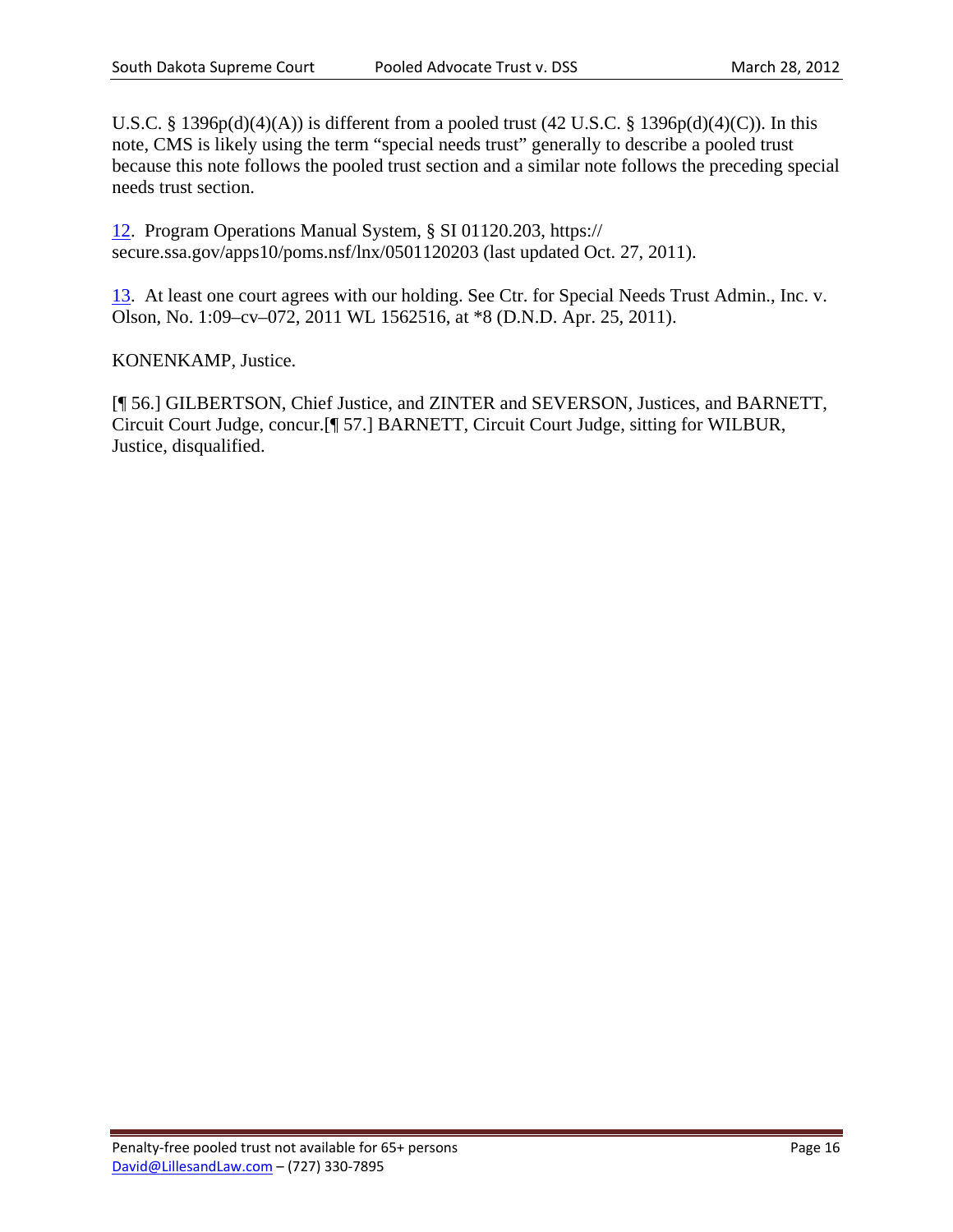U.S.C. § 1396p(d)(4)(A)) is different from a pooled trust (42 U.S.C. § 1396p(d)(4)(C)). In this note, CMS is likely using the term "special needs trust" generally to describe a pooled trust because this note follows the pooled trust section and a similar note follows the preceding special needs trust section.

12. Program Operations Manual System, § SI 01120.203, https://secure.ssa.gov/apps10/poms.nsf/lnx/0501120203 (last updated Oct. 27, 2011).

13. At least one court agrees with our holding. See Ctr. for Special Needs Trust Admin., Inc. v. Olson, No. 1:09–cv–072, 2011 WL 1562516, at *8 (D.N.D. Apr. 25, 2011).

KONENKAMP, Justice.

[¶ 56.] GILBERTSON, Chief Justice, and ZINTER and SEVERSON, Justices, and BARNETT, Circuit Court Judge, concur.[¶ 57.] BARNETT, Circuit Court Judge, sitting for WILBUR, Justice, disqualified.